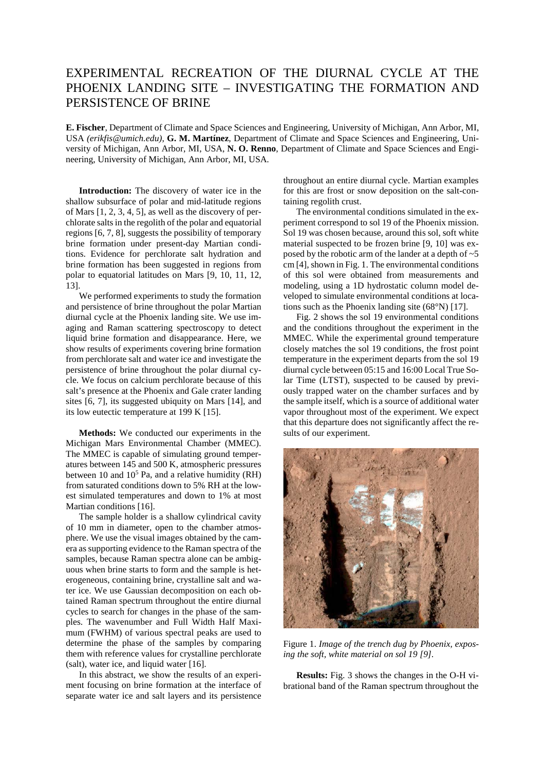# EXPERIMENTAL RECREATION OF THE DIURNAL CYCLE AT THE PHOENIX LANDING SITE – INVESTIGATING THE FORMATION AND PERSISTENCE OF BRINE

**E. Fischer**, Department of Climate and Space Sciences and Engineering, University of Michigan, Ann Arbor, MI, USA *(erikfis@umich.edu)*, **G. M. Martínez**, Department of Climate and Space Sciences and Engineering, University of Michigan, Ann Arbor, MI, USA, **N. O. Renno**, Department of Climate and Space Sciences and Engineering, University of Michigan, Ann Arbor, MI, USA.

**Introduction:** The discovery of water ice in the shallow subsurface of polar and mid-latitude regions of Mars [1, 2, 3, 4, 5], as well as the discovery of perchlorate salts in the regolith of the polar and equatorial regions [6, 7, 8], suggests the possibility of temporary brine formation under present-day Martian conditions. Evidence for perchlorate salt hydration and brine formation has been suggested in regions from polar to equatorial latitudes on Mars [9, 10, 11, 12, 13].

We performed experiments to study the formation and persistence of brine throughout the polar Martian diurnal cycle at the Phoenix landing site. We use imaging and Raman scattering spectroscopy to detect liquid brine formation and disappearance. Here, we show results of experiments covering brine formation from perchlorate salt and water ice and investigate the persistence of brine throughout the polar diurnal cycle. We focus on calcium perchlorate because of this salt's presence at the Phoenix and Gale crater landing sites [6, 7], its suggested ubiquity on Mars [14], and its low eutectic temperature at 199 K [15].

**Methods:** We conducted our experiments in the Michigan Mars Environmental Chamber (MMEC). The MMEC is capable of simulating ground temperatures between 145 and 500 K, atmospheric pressures between 10 and $10^5$ Pa, and a relative humidity (RH) from saturated conditions down to 5% RH at the lowest simulated temperatures and down to 1% at most Martian conditions [16].

The sample holder is a shallow cylindrical cavity of 10 mm in diameter, open to the chamber atmosphere. We use the visual images obtained by the camera as supporting evidence to the Raman spectra of the samples, because Raman spectra alone can be ambiguous when brine starts to form and the sample is heterogeneous, containing brine, crystalline salt and water ice. We use Gaussian decomposition on each obtained Raman spectrum throughout the entire diurnal cycles to search for changes in the phase of the samples. The wavenumber and Full Width Half Maximum (FWHM) of various spectral peaks are used to determine the phase of the samples by comparing them with reference values for crystalline perchlorate (salt), water ice, and liquid water [16].

In this abstract, we show the results of an experiment focusing on brine formation at the interface of separate water ice and salt layers and its persistence throughout an entire diurnal cycle. Martian examples for this are frost or snow deposition on the salt-containing regolith crust.

The environmental conditions simulated in the experiment correspond to sol 19 of the Phoenix mission. Sol 19 was chosen because, around this sol, soft white material suspected to be frozen brine [9, 10] was exposed by the robotic arm of the lander at a depth of ~5 cm [4], shown in Fig. 1. The environmental conditions of this sol were obtained from measurements and modeling, using a 1D hydrostatic column model developed to simulate environmental conditions at locations such as the Phoenix landing site (68°N) [17].

Fig. 2 shows the sol 19 environmental conditions and the conditions throughout the experiment in the MMEC. While the experimental ground temperature closely matches the sol 19 conditions, the frost point temperature in the experiment departs from the sol 19 diurnal cycle between 05:15 and 16:00 Local True Solar Time (LTST), suspected to be caused by previously trapped water on the chamber surfaces and by the sample itself, which is a source of additional water vapor throughout most of the experiment. We expect that this departure does not significantly affect the results of our experiment.

Figure 1. *Image of the trench dug by Phoenix, exposing the soft, white material on sol 19 [9].*

**Results:** Fig. 3 shows the changes in the O-H vibrational band of the Raman spectrum throughout the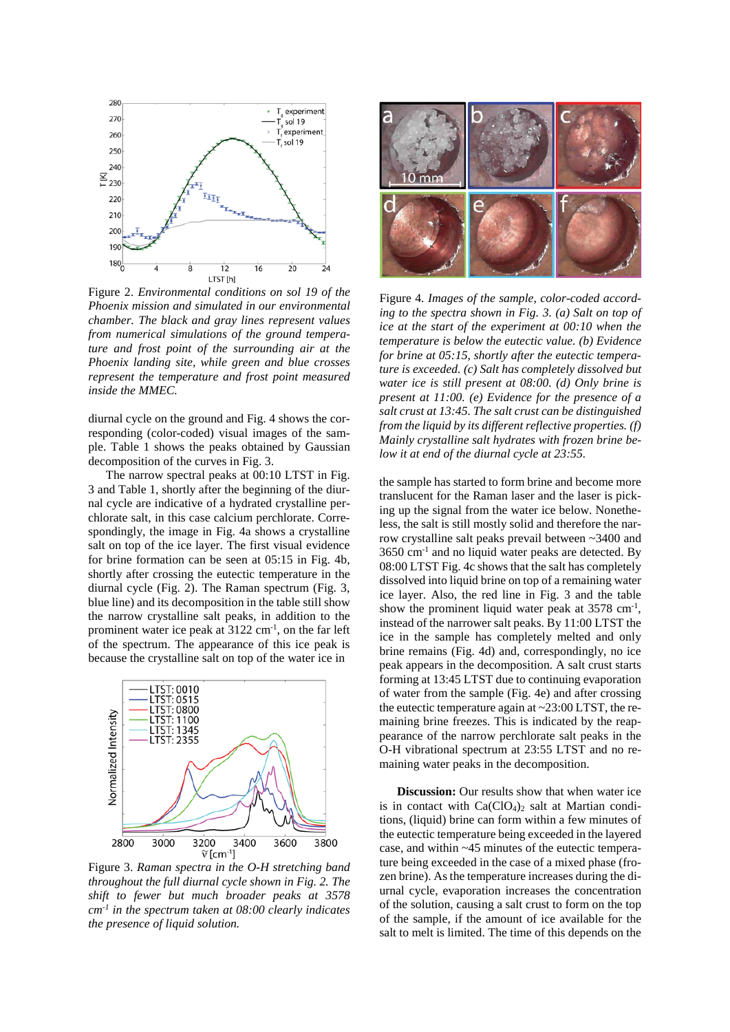Figure 2. *Environmental conditions on sol 19 of the Phoenix mission and simulated in our environmental chamber. The black and gray lines represent values from numerical simulations of the ground temperature and frost point of the surrounding air at the Phoenix landing site, while green and blue crosses represent the temperature and frost point measured inside the MMEC.*

diurnal cycle on the ground and Fig. 4 shows the corresponding (color-coded) visual images of the sample. Table 1 shows the peaks obtained by Gaussian decomposition of the curves in Fig. 3.

The narrow spectral peaks at 00:10 LTST in Fig. 3 and Table 1, shortly after the beginning of the diurnal cycle are indicative of a hydrated crystalline perchlorate salt, in this case calcium perchlorate. Correspondingly, the image in Fig. 4a shows a crystalline salt on top of the ice layer. The first visual evidence for brine formation can be seen at 05:15 in Fig. 4b, shortly after crossing the eutectic temperature in the diurnal cycle (Fig. 2). The Raman spectrum (Fig. 3, blue line) and its decomposition in the table still show the narrow crystalline salt peaks, in addition to the prominent water ice peak at 3122 cm$^{-1}$, on the far left of the spectrum. The appearance of this ice peak is because the crystalline salt on top of the water ice in

Figure 3. *Raman spectra in the O-H stretching band throughout the full diurnal cycle shown in Fig. 2. The shift to fewer but much broader peaks at 3578 cm$^{-1}$ in the spectrum taken at 08:00 clearly indicates the presence of liquid solution.*

Figure 4. *Images of the sample, color-coded according to the spectra shown in Fig. 3. (a) Salt on top of ice at the start of the experiment at 00:10 when the temperature is below the eutectic value. (b) Evidence for brine at 05:15, shortly after the eutectic temperature is exceeded. (c) Salt has completely dissolved but water ice is still present at 08:00. (d) Only brine is present at 11:00. (e) Evidence for the presence of a salt crust at 13:45. The salt crust can be distinguished from the liquid by its different reflective properties. (f) Mainly crystalline salt hydrates with frozen brine below it at end of the diurnal cycle at 23:55.*

the sample has started to form brine and become more translucent for the Raman laser and the laser is picking up the signal from the water ice below. Nonetheless, the salt is still mostly solid and therefore the narrow crystalline salt peaks prevail between ~3400 and 3650 cm$^{-1}$ and no liquid water peaks are detected. By 08:00 LTST Fig. 4c shows that the salt has completely dissolved into liquid brine on top of a remaining water ice layer. Also, the red line in Fig. 3 and the table show the prominent liquid water peak at 3578 cm$^{-1}$, instead of the narrower salt peaks. By 11:00 LTST the ice in the sample has completely melted and only brine remains (Fig. 4d) and, correspondingly, no ice peak appears in the decomposition. A salt crust starts forming at 13:45 LTST due to continuing evaporation of water from the sample (Fig. 4e) and after crossing the eutectic temperature again at ~23:00 LTST, the remaining brine freezes. This is indicated by the reappearance of the narrow perchlorate salt peaks in the O-H vibrational spectrum at 23:55 LTST and no remaining water peaks in the decomposition.

**Discussion:** Our results show that when water ice is in contact with $Ca(ClO_4)_2$ salt at Martian conditions, (liquid) brine can form within a few minutes of the eutectic temperature being exceeded in the layered case, and within ~45 minutes of the eutectic temperature being exceeded in the case of a mixed phase (frozen brine). As the temperature increases during the diurnal cycle, evaporation increases the concentration of the solution, causing a salt crust to form on the top of the sample, if the amount of ice available for the salt to melt is limited. The time of this depends on the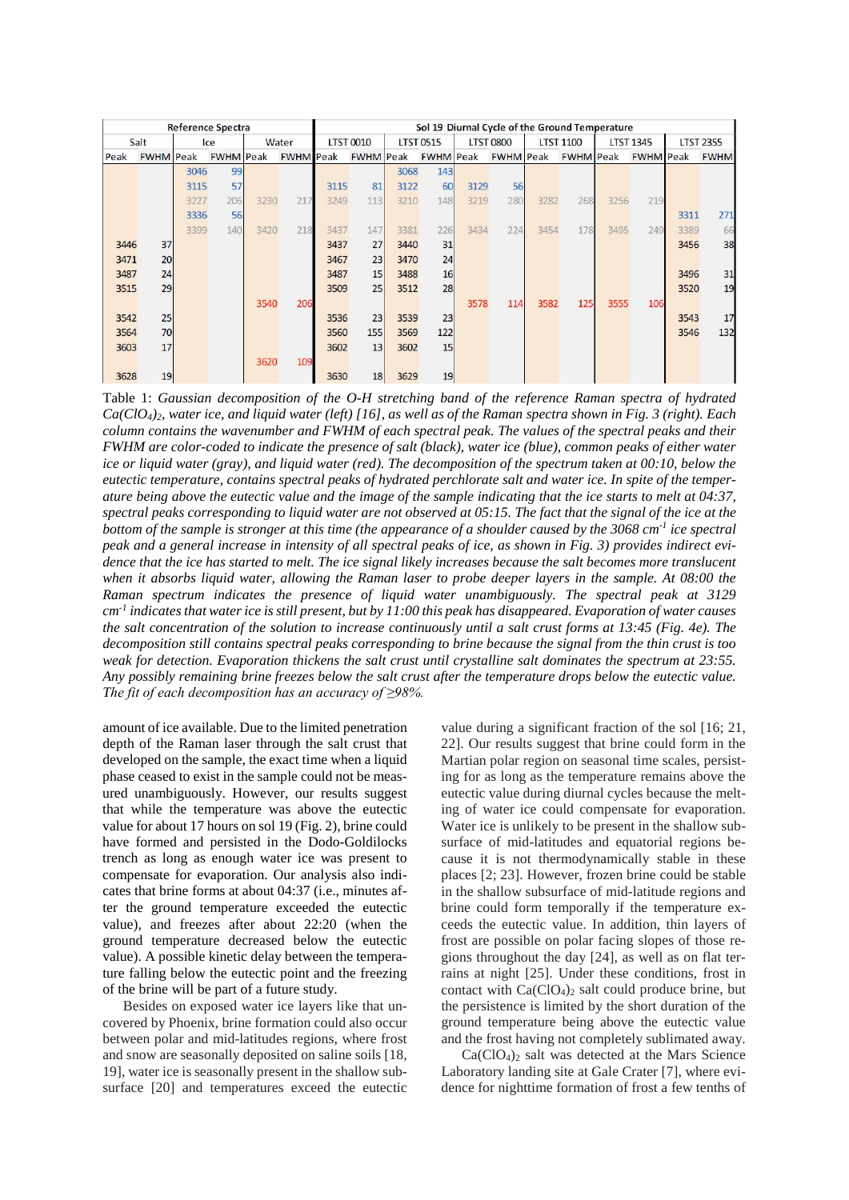| Reference Spectra | | | | | | Sol 19 Diurnal Cycle of the Ground Temperature | | | | | | | | | | | | | |
|---|---|---|---|---|---|---|---|---|---|---|---|---|---|---|---|---|---|---|---|
| Salt | | Ice | | Water | | LTST 0010 | | LTST 0515 | | LTST 0800 | | LTST 1100 | | LTST 1345 | | LTST 2355 | |
| Peak | FWHM | Peak | FWHM | Peak | FWHM | Peak | FWHM | Peak | FWHM | Peak | FWHM | Peak | FWHM | Peak | FWHM | Peak | FWHM |
| | | 3046 | 99 | | | | | 3068 | 143 | | | | | | | | |
| | | 3115 | 57 | | | 3115 | 81 | 3122 | 60 | 3129 | 56 | | | | | | |
| | | 3227 | 206 | 3230 | 217 | 3249 | 113 | 3210 | 148 | 3219 | 280 | 3282 | 268 | 3256 | 219 | | |
| | | 3336 | 56 | | | | | | | | | | | | | 3311 | 271 |
| | | 3399 | 140 | 3420 | 218 | 3437 | 147 | 3381 | 226 | 3434 | 224 | 3454 | 178 | 3495 | 249 | 3389 | 66 |
| 3446 | 37 | | | | | 3437 | 27 | 3440 | 31 | | | | | | | 3456 | 38 |
| 3471 | 20 | | | | | 3467 | 23 | 3470 | 24 | | | | | | | | |
| 3487 | 24 | | | | | 3487 | 15 | 3488 | 16 | | | | | | | 3496 | 31 |
| 3515 | 29 | | | | | 3509 | 25 | 3512 | 28 | | | | | | | 3520 | 19 |
| | | | | 3540 | 206 | | | | | 3578 | 114 | 3582 | 125 | 3555 | 106 | | |
| 3542 | 25 | | | | | 3536 | 23 | 3539 | 23 | | | | | | | 3543 | 17 |
| 3564 | 70 | | | | | 3560 | 155 | 3569 | 122 | | | | | | | 3546 | 132 |
| 3603 | 17 | | | | | 3602 | 13 | 3602 | 15 | | | | | | | | |
| | | | | 3620 | 109 | | | | | | | | | | | | |
| 3628 | 19 | | | | | 3630 | 18 | 3629 | 19 | | | | | | | | |

Table 1: *Gaussian decomposition of the O-H stretching band of the reference Raman spectra of hydrated $Ca(ClO_4)_2$, water ice, and liquid water (left) [16], as well as of the Raman spectra shown in Fig. 3 (right). Each column contains the wavenumber and FWHM of each spectral peak. The values of the spectral peaks and their FWHM are color-coded to indicate the presence of salt (black), water ice (blue), common peaks of either water ice or liquid water (gray), and liquid water (red). The decomposition of the spectrum taken at 00:10, below the eutectic temperature, contains spectral peaks of hydrated perchlorate salt and water ice. In spite of the temperature being above the eutectic value and the image of the sample indicating that the ice starts to melt at 04:37, spectral peaks corresponding to liquid water are not observed at 05:15. The fact that the signal of the ice at the bottom of the sample is stronger at this time (the appearance of a shoulder caused by the 3068 cm$^{-1}$ ice spectral peak and a general increase in intensity of all spectral peaks of ice, as shown in Fig. 3) provides indirect evidence that the ice has started to melt. The ice signal likely increases because the salt becomes more translucent when it absorbs liquid water, allowing the Raman laser to probe deeper layers in the sample. At 08:00 the Raman spectrum indicates the presence of liquid water unambiguously. The spectral peak at 3129 cm$^{-1}$ indicates that water ice is still present, but by 11:00 this peak has disappeared. Evaporation of water causes the salt concentration of the solution to increase continuously until a salt crust forms at 13:45 (Fig. 4e). The decomposition still contains spectral peaks corresponding to brine because the signal from the thin crust is too weak for detection. Evaporation thickens the salt crust until crystalline salt dominates the spectrum at 23:55. Any possibly remaining brine freezes below the salt crust after the temperature drops below the eutectic value. The fit of each decomposition has an accuracy of ≥98%.*

amount of ice available. Due to the limited penetration depth of the Raman laser through the salt crust that developed on the sample, the exact time when a liquid phase ceased to exist in the sample could not be measured unambiguously. However, our results suggest that while the temperature was above the eutectic value for about 17 hours on sol 19 (Fig. 2), brine could have formed and persisted in the Dodo-Goldilocks trench as long as enough water ice was present to compensate for evaporation. Our analysis also indicates that brine forms at about 04:37 (i.e., minutes after the ground temperature exceeded the eutectic value), and freezes after about 22:20 (when the ground temperature decreased below the eutectic value). A possible kinetic delay between the temperature falling below the eutectic point and the freezing of the brine will be part of a future study.

Besides on exposed water ice layers like that uncovered by Phoenix, brine formation could also occur between polar and mid-latitudes regions, where frost and snow are seasonally deposited on saline soils [18, 19], water ice is seasonally present in the shallow subsurface [20] and temperatures exceed the eutectic value during a significant fraction of the sol [16; 21, 22]. Our results suggest that brine could form in the Martian polar region on seasonal time scales, persisting for as long as the temperature remains above the eutectic value during diurnal cycles because the melting of water ice could compensate for evaporation. Water ice is unlikely to be present in the shallow subsurface of mid-latitudes and equatorial regions because it is not thermodynamically stable in these places [2; 23]. However, frozen brine could be stable in the shallow subsurface of mid-latitude regions and brine could form temporally if the temperature exceeds the eutectic value. In addition, thin layers of frost are possible on polar facing slopes of those regions throughout the day [24], as well as on flat terrains at night [25]. Under these conditions, frost in contact with $Ca(ClO_4)_2$ salt could produce brine, but the persistence is limited by the short duration of the ground temperature being above the eutectic value and the frost having not completely sublimated away.

$Ca(ClO_4)_2$ salt was detected at the Mars Science Laboratory landing site at Gale Crater [7], where evidence for nighttime formation of frost a few tenths of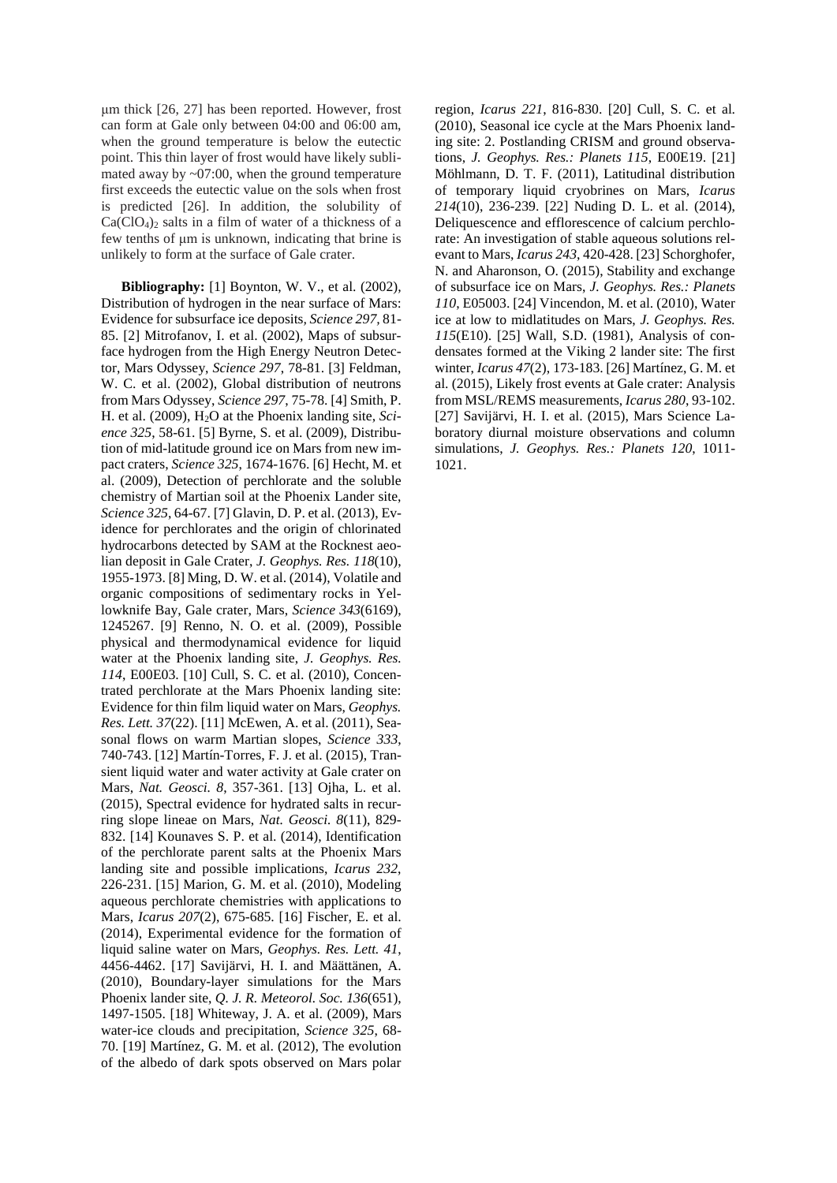μm thick [26, 27] has been reported. However, frost can form at Gale only between 04:00 and 06:00 am, when the ground temperature is below the eutectic point. This thin layer of frost would have likely sublimated away by ~07:00, when the ground temperature first exceeds the eutectic value on the sols when frost is predicted [26]. In addition, the solubility of $Ca(ClO_4)_2$ salts in a film of water of a thickness of a few tenths of μm is unknown, indicating that brine is unlikely to form at the surface of Gale crater.

**Bibliography:** [1] Boynton, W. V., et al. (2002), Distribution of hydrogen in the near surface of Mars: Evidence for subsurface ice deposits, *Science 297*, 81-85. [2] Mitrofanov, I. et al. (2002), Maps of subsurface hydrogen from the High Energy Neutron Detector, Mars Odyssey, *Science 297*, 78-81. [3] Feldman, W. C. et al. (2002), Global distribution of neutrons from Mars Odyssey, *Science 297*, 75-78. [4] Smith, P. H. et al. (2009), $H_2O$ at the Phoenix landing site, *Science 325*, 58-61. [5] Byrne, S. et al. (2009), Distribution of mid-latitude ground ice on Mars from new impact craters, *Science 325*, 1674-1676. [6] Hecht, M. et al. (2009), Detection of perchlorate and the soluble chemistry of Martian soil at the Phoenix Lander site, *Science 325*, 64-67. [7] Glavin, D. P. et al. (2013), Evidence for perchlorates and the origin of chlorinated hydrocarbons detected by SAM at the Rocknest aeolian deposit in Gale Crater, *J. Geophys. Res. 118*(10), 1955-1973. [8] Ming, D. W. et al. (2014), Volatile and organic compositions of sedimentary rocks in Yellowknife Bay, Gale crater, Mars, *Science 343*(6169), 1245267. [9] Renno, N. O. et al. (2009), Possible physical and thermodynamical evidence for liquid water at the Phoenix landing site, *J. Geophys. Res. 114*, E00E03. [10] Cull, S. C. et al. (2010), Concentrated perchlorate at the Mars Phoenix landing site: Evidence for thin film liquid water on Mars, *Geophys. Res. Lett. 37*(22). [11] McEwen, A. et al. (2011), Seasonal flows on warm Martian slopes, *Science 333*, 740-743. [12] Martín-Torres, F. J. et al. (2015), Transient liquid water and water activity at Gale crater on Mars, *Nat. Geosci. 8*, 357-361. [13] Ojha, L. et al. (2015), Spectral evidence for hydrated salts in recurring slope lineae on Mars, *Nat. Geosci. 8*(11), 829-832. [14] Kounaves S. P. et al. (2014), Identification of the perchlorate parent salts at the Phoenix Mars landing site and possible implications, *Icarus 232*, 226-231. [15] Marion, G. M. et al. (2010), Modeling aqueous perchlorate chemistries with applications to Mars, *Icarus 207*(2), 675-685. [16] Fischer, E. et al. (2014), Experimental evidence for the formation of liquid saline water on Mars, *Geophys. Res. Lett. 41*, 4456-4462. [17] Savijärvi, H. I. and Määttänen, A. (2010), Boundary-layer simulations for the Mars Phoenix lander site, *Q. J. R. Meteorol. Soc. 136*(651), 1497-1505. [18] Whiteway, J. A. et al. (2009), Mars water-ice clouds and precipitation, *Science 325*, 68-70. [19] Martínez, G. M. et al. (2012), The evolution of the albedo of dark spots observed on Mars polar region, *Icarus 221*, 816-830. [20] Cull, S. C. et al. (2010), Seasonal ice cycle at the Mars Phoenix landing site: 2. Postlanding CRISM and ground observations, *J. Geophys. Res.: Planets 115*, E00E19. [21] Möhlmann, D. T. F. (2011), Latitudinal distribution of temporary liquid cryobrines on Mars, *Icarus 214*(10), 236-239. [22] Nuding D. L. et al. (2014), Deliquescence and efflorescence of calcium perchlorate: An investigation of stable aqueous solutions relevant to Mars, *Icarus 243*, 420-428. [23] Schorghofer, N. and Aharonson, O. (2015), Stability and exchange of subsurface ice on Mars, *J. Geophys. Res.: Planets 110*, E05003. [24] Vincendon, M. et al. (2010), Water ice at low to midlatitudes on Mars, *J. Geophys. Res. 115*(E10). [25] Wall, S.D. (1981), Analysis of condensates formed at the Viking 2 lander site: The first winter, *Icarus 47*(2), 173-183. [26] Martínez, G. M. et al. (2015), Likely frost events at Gale crater: Analysis from MSL/REMS measurements, *Icarus 280*, 93-102. [27] Savijärvi, H. I. et al. (2015), Mars Science Laboratory diurnal moisture observations and column simulations, *J. Geophys. Res.: Planets 120*, 1011-1021.